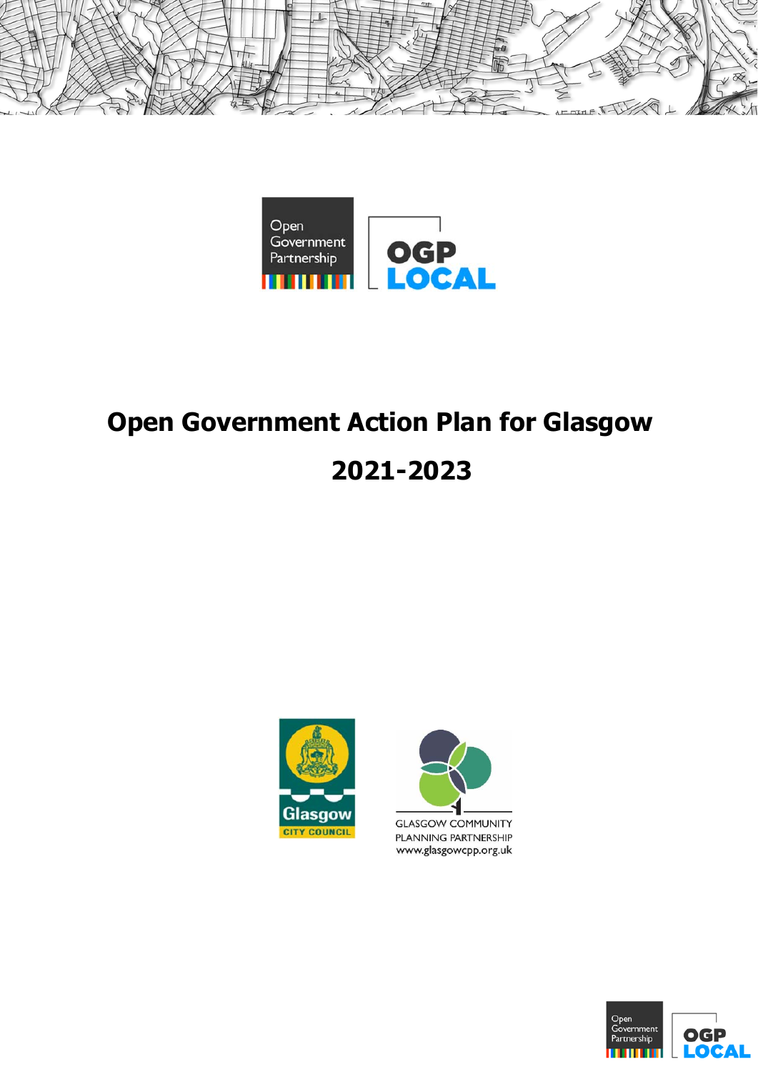# Open Government Action Plan for Glasgow

# 2021-2023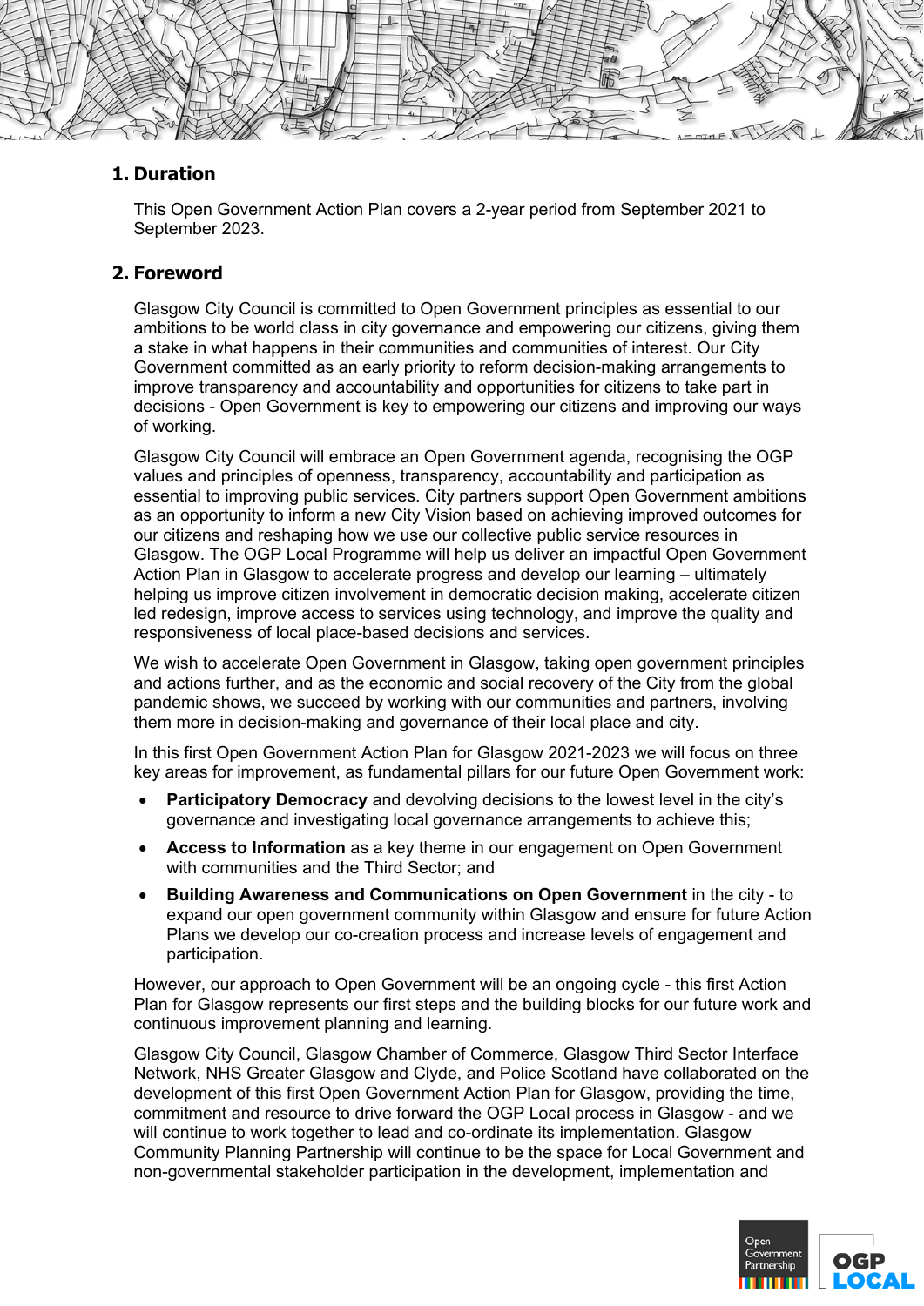## 1. Duration

This Open Government Action Plan covers a 2-year period from September 2021 to September 2023.

## 2. Foreword

Glasgow City Council is committed to Open Government principles as essential to our ambitions to be world class in city governance and empowering our citizens, giving them a stake in what happens in their communities and communities of interest. Our City Government committed as an early priority to reform decision-making arrangements to improve transparency and accountability and opportunities for citizens to take part in decisions - Open Government is key to empowering our citizens and improving our ways of working.

Glasgow City Council will embrace an Open Government agenda, recognising the OGP values and principles of openness, transparency, accountability and participation as essential to improving public services. City partners support Open Government ambitions as an opportunity to inform a new City Vision based on achieving improved outcomes for our citizens and reshaping how we use our collective public service resources in Glasgow. The OGP Local Programme will help us deliver an impactful Open Government Action Plan in Glasgow to accelerate progress and develop our learning – ultimately helping us improve citizen involvement in democratic decision making, accelerate citizen led redesign, improve access to services using technology, and improve the quality and responsiveness of local place-based decisions and services.

We wish to accelerate Open Government in Glasgow, taking open government principles and actions further, and as the economic and social recovery of the City from the global pandemic shows, we succeed by working with our communities and partners, involving them more in decision-making and governance of their local place and city.

In this first Open Government Action Plan for Glasgow 2021-2023 we will focus on three key areas for improvement, as fundamental pillars for our future Open Government work:

- **Participatory Democracy** and devolving decisions to the lowest level in the city's governance and investigating local governance arrangements to achieve this;
- **Access to Information** as a key theme in our engagement on Open Government with communities and the Third Sector; and
- **Building Awareness and Communications on Open Government** in the city - to expand our open government community within Glasgow and ensure for future Action Plans we develop our co-creation process and increase levels of engagement and participation.

However, our approach to Open Government will be an ongoing cycle - this first Action Plan for Glasgow represents our first steps and the building blocks for our future work and continuous improvement planning and learning.

Glasgow City Council, Glasgow Chamber of Commerce, Glasgow Third Sector Interface Network, NHS Greater Glasgow and Clyde, and Police Scotland have collaborated on the development of this first Open Government Action Plan for Glasgow, providing the time, commitment and resource to drive forward the OGP Local process in Glasgow - and we will continue to work together to lead and co-ordinate its implementation. Glasgow Community Planning Partnership will continue to be the space for Local Government and non-governmental stakeholder participation in the development, implementation and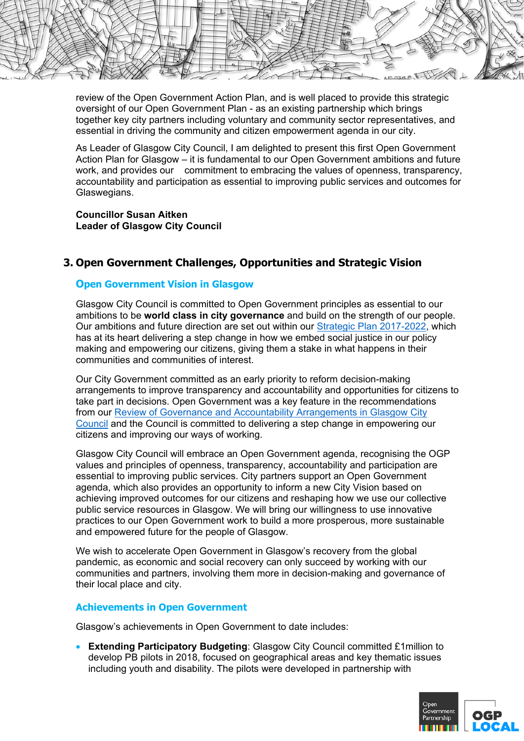review of the Open Government Action Plan, and is well placed to provide this strategic oversight of our Open Government Plan - as an existing partnership which brings together key city partners including voluntary and community sector representatives, and essential in driving the community and citizen empowerment agenda in our city.

As Leader of Glasgow City Council, I am delighted to present this first Open Government Action Plan for Glasgow – it is fundamental to our Open Government ambitions and future work, and provides our commitment to embracing the values of openness, transparency, accountability and participation as essential to improving public services and outcomes for Glaswegians.

**Councillor Susan Aitken**
**Leader of Glasgow City Council**

## 3. Open Government Challenges, Opportunities and Strategic Vision

### Open Government Vision in Glasgow

Glasgow City Council is committed to Open Government principles as essential to our ambitions to be **world class in city governance** and build on the strength of our people. Our ambitions and future direction are set out within our Strategic Plan 2017-2022, which has at its heart delivering a step change in how we embed social justice in our policy making and empowering our citizens, giving them a stake in what happens in their communities and communities of interest.

Our City Government committed as an early priority to reform decision-making arrangements to improve transparency and accountability and opportunities for citizens to take part in decisions. Open Government was a key feature in the recommendations from our Review of Governance and Accountability Arrangements in Glasgow City Council and the Council is committed to delivering a step change in empowering our citizens and improving our ways of working.

Glasgow City Council will embrace an Open Government agenda, recognising the OGP values and principles of openness, transparency, accountability and participation are essential to improving public services. City partners support an Open Government agenda, which also provides an opportunity to inform a new City Vision based on achieving improved outcomes for our citizens and reshaping how we use our collective public service resources in Glasgow. We will bring our willingness to use innovative practices to our Open Government work to build a more prosperous, more sustainable and empowered future for the people of Glasgow.

We wish to accelerate Open Government in Glasgow's recovery from the global pandemic, as economic and social recovery can only succeed by working with our communities and partners, involving them more in decision-making and governance of their local place and city.

### Achievements in Open Government

Glasgow's achievements in Open Government to date includes:

- **Extending Participatory Budgeting**: Glasgow City Council committed £1million to develop PB pilots in 2018, focused on geographical areas and key thematic issues including youth and disability. The pilots were developed in partnership with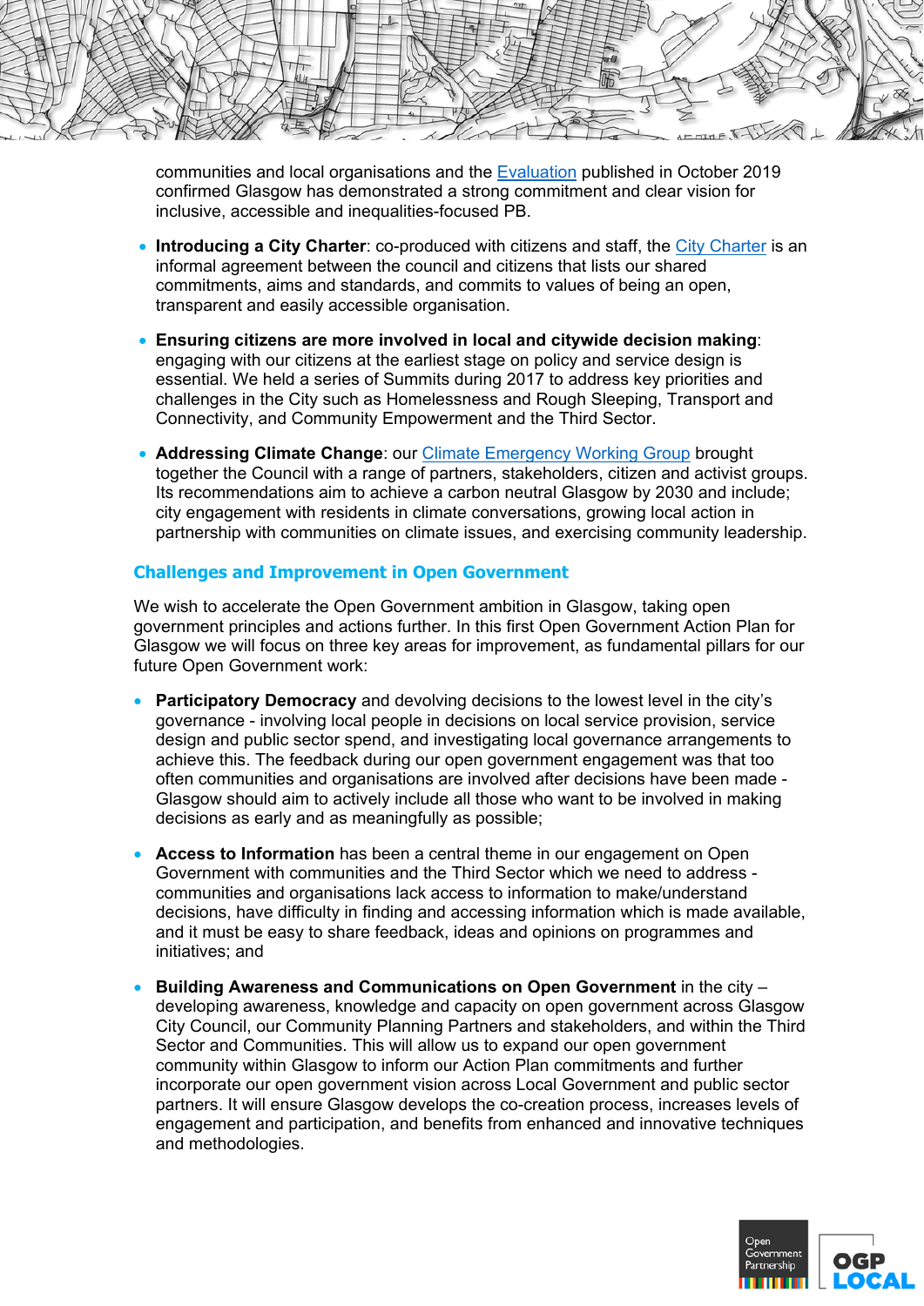communities and local organisations and the Evaluation published in October 2019 confirmed Glasgow has demonstrated a strong commitment and clear vision for inclusive, accessible and inequalities-focused PB.

- **Introducing a City Charter**: co-produced with citizens and staff, the City Charter is an informal agreement between the council and citizens that lists our shared commitments, aims and standards, and commits to values of being an open, transparent and easily accessible organisation.
- **Ensuring citizens are more involved in local and citywide decision making**: engaging with our citizens at the earliest stage on policy and service design is essential. We held a series of Summits during 2017 to address key priorities and challenges in the City such as Homelessness and Rough Sleeping, Transport and Connectivity, and Community Empowerment and the Third Sector.
- **Addressing Climate Change**: our Climate Emergency Working Group brought together the Council with a range of partners, stakeholders, citizen and activist groups. Its recommendations aim to achieve a carbon neutral Glasgow by 2030 and include; city engagement with residents in climate conversations, growing local action in partnership with communities on climate issues, and exercising community leadership.

### Challenges and Improvement in Open Government

We wish to accelerate the Open Government ambition in Glasgow, taking open government principles and actions further. In this first Open Government Action Plan for Glasgow we will focus on three key areas for improvement, as fundamental pillars for our future Open Government work:

- **Participatory Democracy** and devolving decisions to the lowest level in the city's governance - involving local people in decisions on local service provision, service design and public sector spend, and investigating local governance arrangements to achieve this. The feedback during our open government engagement was that too often communities and organisations are involved after decisions have been made - Glasgow should aim to actively include all those who want to be involved in making decisions as early and as meaningfully as possible;
- **Access to Information** has been a central theme in our engagement on Open Government with communities and the Third Sector which we need to address - communities and organisations lack access to information to make/understand decisions, have difficulty in finding and accessing information which is made available, and it must be easy to share feedback, ideas and opinions on programmes and initiatives; and
- **Building Awareness and Communications on Open Government** in the city – developing awareness, knowledge and capacity on open government across Glasgow City Council, our Community Planning Partners and stakeholders, and within the Third Sector and Communities. This will allow us to expand our open government community within Glasgow to inform our Action Plan commitments and further incorporate our open government vision across Local Government and public sector partners. It will ensure Glasgow develops the co-creation process, increases levels of engagement and participation, and benefits from enhanced and innovative techniques and methodologies.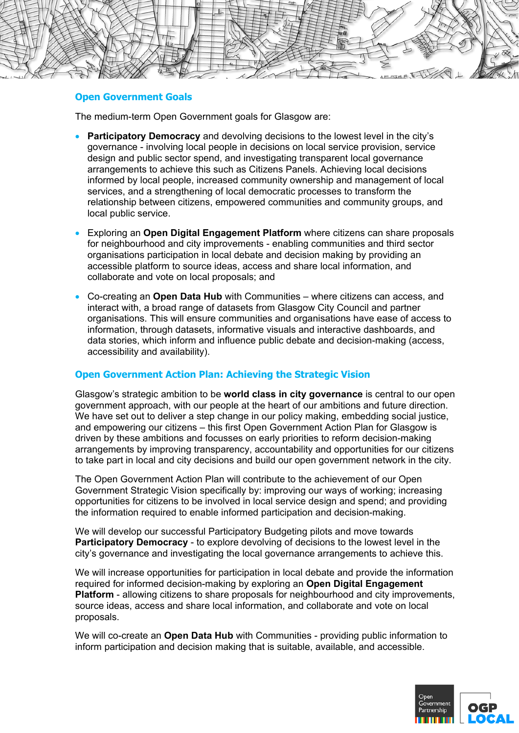## Open Government Goals

The medium-term Open Government goals for Glasgow are:

- **Participatory Democracy** and devolving decisions to the lowest level in the city's governance - involving local people in decisions on local service provision, service design and public sector spend, and investigating transparent local governance arrangements to achieve this such as Citizens Panels. Achieving local decisions informed by local people, increased community ownership and management of local services, and a strengthening of local democratic processes to transform the relationship between citizens, empowered communities and community groups, and local public service.
- Exploring an **Open Digital Engagement Platform** where citizens can share proposals for neighbourhood and city improvements - enabling communities and third sector organisations participation in local debate and decision making by providing an accessible platform to source ideas, access and share local information, and collaborate and vote on local proposals; and
- Co-creating an **Open Data Hub** with Communities – where citizens can access, and interact with, a broad range of datasets from Glasgow City Council and partner organisations. This will ensure communities and organisations have ease of access to information, through datasets, informative visuals and interactive dashboards, and data stories, which inform and influence public debate and decision-making (access, accessibility and availability).

## Open Government Action Plan: Achieving the Strategic Vision

Glasgow's strategic ambition to be **world class in city governance** is central to our open government approach, with our people at the heart of our ambitions and future direction. We have set out to deliver a step change in our policy making, embedding social justice, and empowering our citizens – this first Open Government Action Plan for Glasgow is driven by these ambitions and focusses on early priorities to reform decision-making arrangements by improving transparency, accountability and opportunities for our citizens to take part in local and city decisions and build our open government network in the city.

The Open Government Action Plan will contribute to the achievement of our Open Government Strategic Vision specifically by: improving our ways of working; increasing opportunities for citizens to be involved in local service design and spend; and providing the information required to enable informed participation and decision-making.

We will develop our successful Participatory Budgeting pilots and move towards **Participatory Democracy** - to explore devolving of decisions to the lowest level in the city's governance and investigating the local governance arrangements to achieve this.

We will increase opportunities for participation in local debate and provide the information required for informed decision-making by exploring an **Open Digital Engagement Platform** - allowing citizens to share proposals for neighbourhood and city improvements, source ideas, access and share local information, and collaborate and vote on local proposals.

We will co-create an **Open Data Hub** with Communities - providing public information to inform participation and decision making that is suitable, available, and accessible.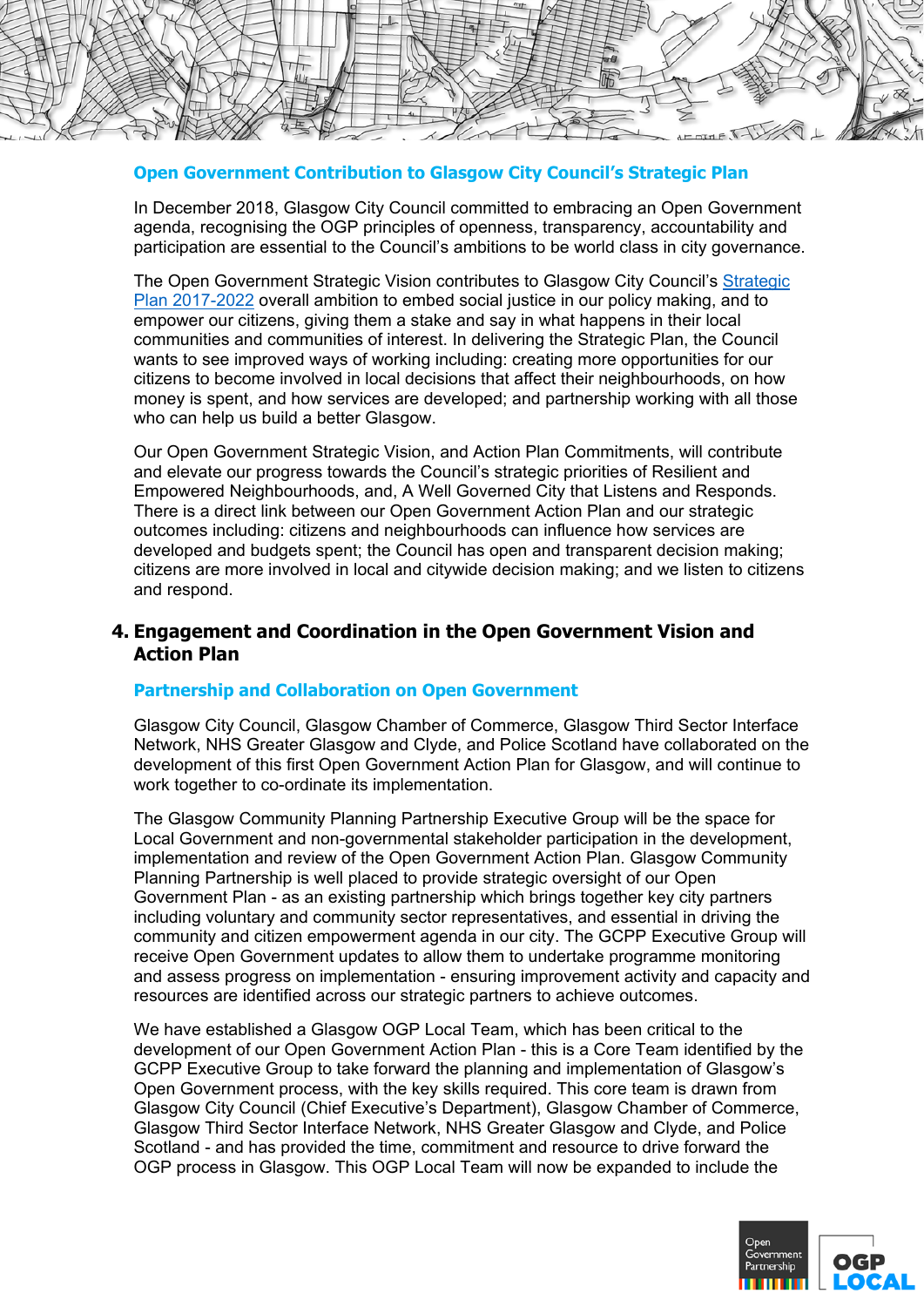### Open Government Contribution to Glasgow City Council's Strategic Plan

In December 2018, Glasgow City Council committed to embracing an Open Government agenda, recognising the OGP principles of openness, transparency, accountability and participation are essential to the Council's ambitions to be world class in city governance.

The Open Government Strategic Vision contributes to Glasgow City Council's [Strategic Plan 2017-2022]() overall ambition to embed social justice in our policy making, and to empower our citizens, giving them a stake and say in what happens in their local communities and communities of interest. In delivering the Strategic Plan, the Council wants to see improved ways of working including: creating more opportunities for our citizens to become involved in local decisions that affect their neighbourhoods, on how money is spent, and how services are developed; and partnership working with all those who can help us build a better Glasgow.

Our Open Government Strategic Vision, and Action Plan Commitments, will contribute and elevate our progress towards the Council's strategic priorities of Resilient and Empowered Neighbourhoods, and, A Well Governed City that Listens and Responds. There is a direct link between our Open Government Action Plan and our strategic outcomes including: citizens and neighbourhoods can influence how services are developed and budgets spent; the Council has open and transparent decision making; citizens are more involved in local and citywide decision making; and we listen to citizens and respond.

## 4. Engagement and Coordination in the Open Government Vision and Action Plan

### Partnership and Collaboration on Open Government

Glasgow City Council, Glasgow Chamber of Commerce, Glasgow Third Sector Interface Network, NHS Greater Glasgow and Clyde, and Police Scotland have collaborated on the development of this first Open Government Action Plan for Glasgow, and will continue to work together to co-ordinate its implementation.

The Glasgow Community Planning Partnership Executive Group will be the space for Local Government and non-governmental stakeholder participation in the development, implementation and review of the Open Government Action Plan. Glasgow Community Planning Partnership is well placed to provide strategic oversight of our Open Government Plan - as an existing partnership which brings together key city partners including voluntary and community sector representatives, and essential in driving the community and citizen empowerment agenda in our city. The GCPP Executive Group will receive Open Government updates to allow them to undertake programme monitoring and assess progress on implementation - ensuring improvement activity and capacity and resources are identified across our strategic partners to achieve outcomes.

We have established a Glasgow OGP Local Team, which has been critical to the development of our Open Government Action Plan - this is a Core Team identified by the GCPP Executive Group to take forward the planning and implementation of Glasgow's Open Government process, with the key skills required. This core team is drawn from Glasgow City Council (Chief Executive's Department), Glasgow Chamber of Commerce, Glasgow Third Sector Interface Network, NHS Greater Glasgow and Clyde, and Police Scotland - and has provided the time, commitment and resource to drive forward the OGP process in Glasgow. This OGP Local Team will now be expanded to include the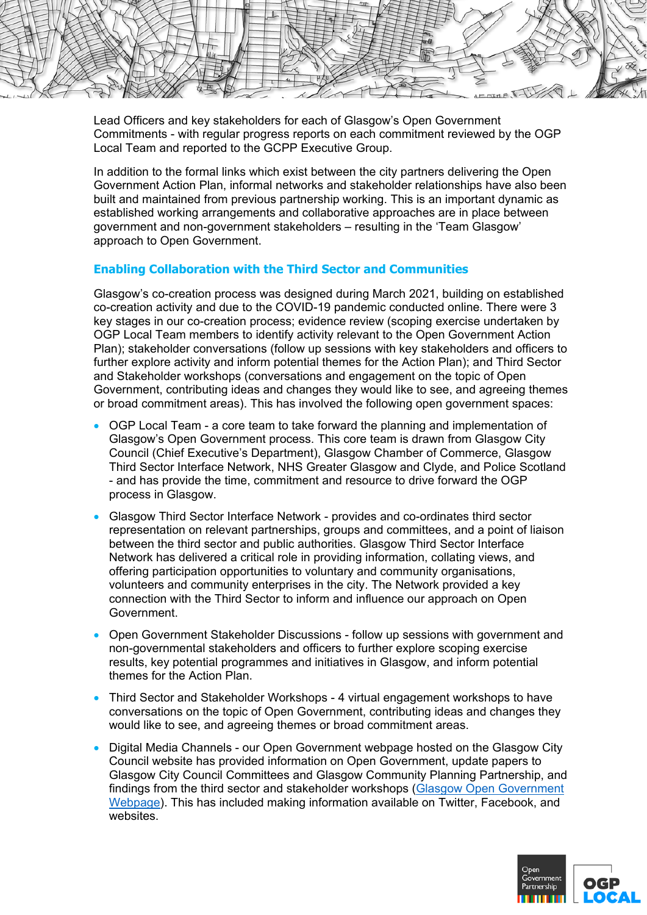Lead Officers and key stakeholders for each of Glasgow's Open Government Commitments - with regular progress reports on each commitment reviewed by the OGP Local Team and reported to the GCPP Executive Group.

In addition to the formal links which exist between the city partners delivering the Open Government Action Plan, informal networks and stakeholder relationships have also been built and maintained from previous partnership working. This is an important dynamic as established working arrangements and collaborative approaches are in place between government and non-government stakeholders – resulting in the 'Team Glasgow' approach to Open Government.

### Enabling Collaboration with the Third Sector and Communities

Glasgow's co-creation process was designed during March 2021, building on established co-creation activity and due to the COVID-19 pandemic conducted online. There were 3 key stages in our co-creation process; evidence review (scoping exercise undertaken by OGP Local Team members to identify activity relevant to the Open Government Action Plan); stakeholder conversations (follow up sessions with key stakeholders and officers to further explore activity and inform potential themes for the Action Plan); and Third Sector and Stakeholder workshops (conversations and engagement on the topic of Open Government, contributing ideas and changes they would like to see, and agreeing themes or broad commitment areas). This has involved the following open government spaces:

- OGP Local Team - a core team to take forward the planning and implementation of Glasgow's Open Government process. This core team is drawn from Glasgow City Council (Chief Executive's Department), Glasgow Chamber of Commerce, Glasgow Third Sector Interface Network, NHS Greater Glasgow and Clyde, and Police Scotland - and has provide the time, commitment and resource to drive forward the OGP process in Glasgow.
- Glasgow Third Sector Interface Network - provides and co-ordinates third sector representation on relevant partnerships, groups and committees, and a point of liaison between the third sector and public authorities. Glasgow Third Sector Interface Network has delivered a critical role in providing information, collating views, and offering participation opportunities to voluntary and community organisations, volunteers and community enterprises in the city. The Network provided a key connection with the Third Sector to inform and influence our approach on Open Government.
- Open Government Stakeholder Discussions - follow up sessions with government and non-governmental stakeholders and officers to further explore scoping exercise results, key potential programmes and initiatives in Glasgow, and inform potential themes for the Action Plan.
- Third Sector and Stakeholder Workshops - 4 virtual engagement workshops to have conversations on the topic of Open Government, contributing ideas and changes they would like to see, and agreeing themes or broad commitment areas.
- Digital Media Channels - our Open Government webpage hosted on the Glasgow City Council website has provided information on Open Government, update papers to Glasgow City Council Committees and Glasgow Community Planning Partnership, and findings from the third sector and stakeholder workshops (Glasgow Open Government Webpage). This has included making information available on Twitter, Facebook, and websites.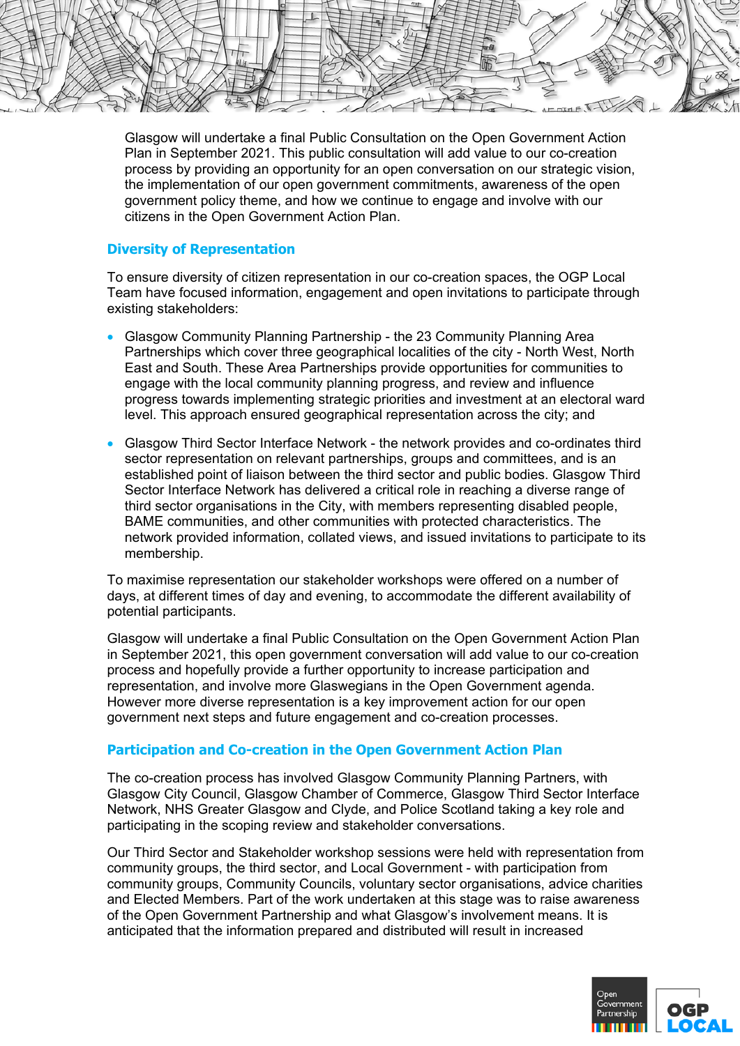Glasgow will undertake a final Public Consultation on the Open Government Action Plan in September 2021. This public consultation will add value to our co-creation process by providing an opportunity for an open conversation on our strategic vision, the implementation of our open government commitments, awareness of the open government policy theme, and how we continue to engage and involve with our citizens in the Open Government Action Plan.

### Diversity of Representation

To ensure diversity of citizen representation in our co-creation spaces, the OGP Local Team have focused information, engagement and open invitations to participate through existing stakeholders:

- Glasgow Community Planning Partnership - the 23 Community Planning Area Partnerships which cover three geographical localities of the city - North West, North East and South. These Area Partnerships provide opportunities for communities to engage with the local community planning progress, and review and influence progress towards implementing strategic priorities and investment at an electoral ward level. This approach ensured geographical representation across the city; and
- Glasgow Third Sector Interface Network - the network provides and co-ordinates third sector representation on relevant partnerships, groups and committees, and is an established point of liaison between the third sector and public bodies. Glasgow Third Sector Interface Network has delivered a critical role in reaching a diverse range of third sector organisations in the City, with members representing disabled people, BAME communities, and other communities with protected characteristics. The network provided information, collated views, and issued invitations to participate to its membership.

To maximise representation our stakeholder workshops were offered on a number of days, at different times of day and evening, to accommodate the different availability of potential participants.

Glasgow will undertake a final Public Consultation on the Open Government Action Plan in September 2021, this open government conversation will add value to our co-creation process and hopefully provide a further opportunity to increase participation and representation, and involve more Glaswegians in the Open Government agenda. However more diverse representation is a key improvement action for our open government next steps and future engagement and co-creation processes.

### Participation and Co-creation in the Open Government Action Plan

The co-creation process has involved Glasgow Community Planning Partners, with Glasgow City Council, Glasgow Chamber of Commerce, Glasgow Third Sector Interface Network, NHS Greater Glasgow and Clyde, and Police Scotland taking a key role and participating in the scoping review and stakeholder conversations.

Our Third Sector and Stakeholder workshop sessions were held with representation from community groups, the third sector, and Local Government - with participation from community groups, Community Councils, voluntary sector organisations, advice charities and Elected Members. Part of the work undertaken at this stage was to raise awareness of the Open Government Partnership and what Glasgow's involvement means. It is anticipated that the information prepared and distributed will result in increased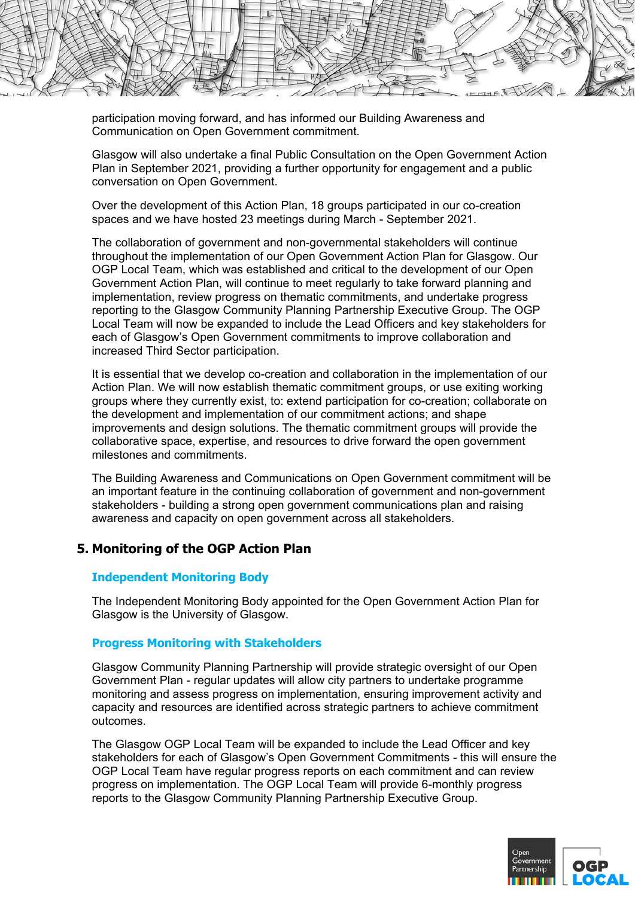participation moving forward, and has informed our Building Awareness and Communication on Open Government commitment.

Glasgow will also undertake a final Public Consultation on the Open Government Action Plan in September 2021, providing a further opportunity for engagement and a public conversation on Open Government.

Over the development of this Action Plan, 18 groups participated in our co-creation spaces and we have hosted 23 meetings during March - September 2021.

The collaboration of government and non-governmental stakeholders will continue throughout the implementation of our Open Government Action Plan for Glasgow. Our OGP Local Team, which was established and critical to the development of our Open Government Action Plan, will continue to meet regularly to take forward planning and implementation, review progress on thematic commitments, and undertake progress reporting to the Glasgow Community Planning Partnership Executive Group. The OGP Local Team will now be expanded to include the Lead Officers and key stakeholders for each of Glasgow's Open Government commitments to improve collaboration and increased Third Sector participation.

It is essential that we develop co-creation and collaboration in the implementation of our Action Plan. We will now establish thematic commitment groups, or use exiting working groups where they currently exist, to: extend participation for co-creation; collaborate on the development and implementation of our commitment actions; and shape improvements and design solutions. The thematic commitment groups will provide the collaborative space, expertise, and resources to drive forward the open government milestones and commitments.

The Building Awareness and Communications on Open Government commitment will be an important feature in the continuing collaboration of government and non-government stakeholders - building a strong open government communications plan and raising awareness and capacity on open government across all stakeholders.

## 5. Monitoring of the OGP Action Plan

### Independent Monitoring Body

The Independent Monitoring Body appointed for the Open Government Action Plan for Glasgow is the University of Glasgow.

### Progress Monitoring with Stakeholders

Glasgow Community Planning Partnership will provide strategic oversight of our Open Government Plan - regular updates will allow city partners to undertake programme monitoring and assess progress on implementation, ensuring improvement activity and capacity and resources are identified across strategic partners to achieve commitment outcomes.

The Glasgow OGP Local Team will be expanded to include the Lead Officer and key stakeholders for each of Glasgow's Open Government Commitments - this will ensure the OGP Local Team have regular progress reports on each commitment and can review progress on implementation. The OGP Local Team will provide 6-monthly progress reports to the Glasgow Community Planning Partnership Executive Group.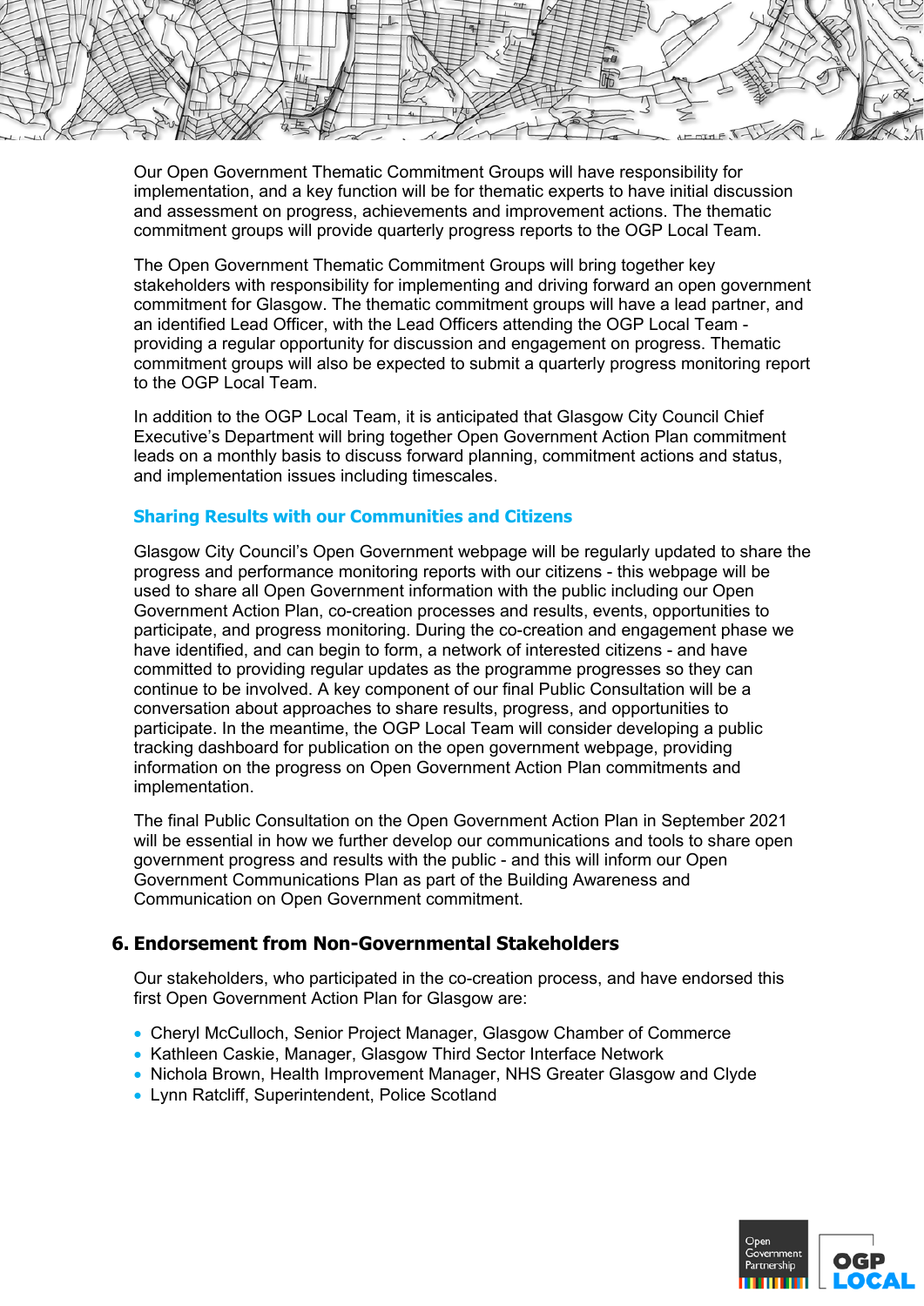Our Open Government Thematic Commitment Groups will have responsibility for implementation, and a key function will be for thematic experts to have initial discussion and assessment on progress, achievements and improvement actions. The thematic commitment groups will provide quarterly progress reports to the OGP Local Team.

The Open Government Thematic Commitment Groups will bring together key stakeholders with responsibility for implementing and driving forward an open government commitment for Glasgow. The thematic commitment groups will have a lead partner, and an identified Lead Officer, with the Lead Officers attending the OGP Local Team - providing a regular opportunity for discussion and engagement on progress. Thematic commitment groups will also be expected to submit a quarterly progress monitoring report to the OGP Local Team.

In addition to the OGP Local Team, it is anticipated that Glasgow City Council Chief Executive's Department will bring together Open Government Action Plan commitment leads on a monthly basis to discuss forward planning, commitment actions and status, and implementation issues including timescales.

### Sharing Results with our Communities and Citizens

Glasgow City Council's Open Government webpage will be regularly updated to share the progress and performance monitoring reports with our citizens - this webpage will be used to share all Open Government information with the public including our Open Government Action Plan, co-creation processes and results, events, opportunities to participate, and progress monitoring. During the co-creation and engagement phase we have identified, and can begin to form, a network of interested citizens - and have committed to providing regular updates as the programme progresses so they can continue to be involved. A key component of our final Public Consultation will be a conversation about approaches to share results, progress, and opportunities to participate. In the meantime, the OGP Local Team will consider developing a public tracking dashboard for publication on the open government webpage, providing information on the progress on Open Government Action Plan commitments and implementation.

The final Public Consultation on the Open Government Action Plan in September 2021 will be essential in how we further develop our communications and tools to share open government progress and results with the public - and this will inform our Open Government Communications Plan as part of the Building Awareness and Communication on Open Government commitment.

## 6. Endorsement from Non-Governmental Stakeholders

Our stakeholders, who participated in the co-creation process, and have endorsed this first Open Government Action Plan for Glasgow are:

- Cheryl McCulloch, Senior Project Manager, Glasgow Chamber of Commerce
- Kathleen Caskie, Manager, Glasgow Third Sector Interface Network
- Nichola Brown, Health Improvement Manager, NHS Greater Glasgow and Clyde
- Lynn Ratcliff, Superintendent, Police Scotland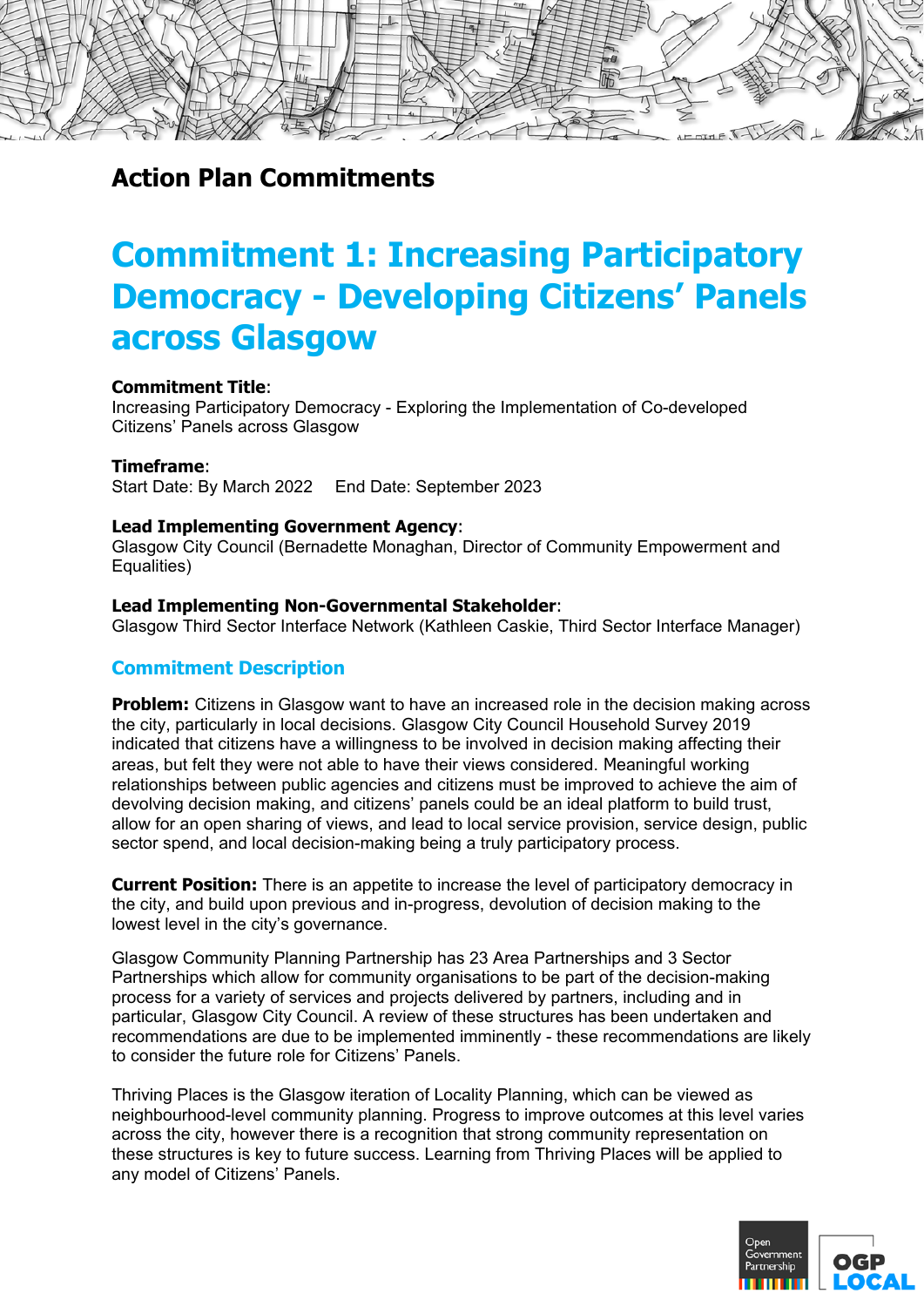## Action Plan Commitments

# Commitment 1: Increasing Participatory Democracy - Developing Citizens' Panels across Glasgow

**Commitment Title**:
Increasing Participatory Democracy - Exploring the Implementation of Co-developed Citizens' Panels across Glasgow

**Timeframe**:
Start Date: By March 2022 End Date: September 2023

**Lead Implementing Government Agency**:
Glasgow City Council (Bernadette Monaghan, Director of Community Empowerment and Equalities)

**Lead Implementing Non-Governmental Stakeholder**:
Glasgow Third Sector Interface Network (Kathleen Caskie, Third Sector Interface Manager)

### Commitment Description

**Problem:** Citizens in Glasgow want to have an increased role in the decision making across the city, particularly in local decisions. Glasgow City Council Household Survey 2019 indicated that citizens have a willingness to be involved in decision making affecting their areas, but felt they were not able to have their views considered. Meaningful working relationships between public agencies and citizens must be improved to achieve the aim of devolving decision making, and citizens' panels could be an ideal platform to build trust, allow for an open sharing of views, and lead to local service provision, service design, public sector spend, and local decision-making being a truly participatory process.

**Current Position:** There is an appetite to increase the level of participatory democracy in the city, and build upon previous and in-progress, devolution of decision making to the lowest level in the city's governance.

Glasgow Community Planning Partnership has 23 Area Partnerships and 3 Sector Partnerships which allow for community organisations to be part of the decision-making process for a variety of services and projects delivered by partners, including and in particular, Glasgow City Council. A review of these structures has been undertaken and recommendations are due to be implemented imminently - these recommendations are likely to consider the future role for Citizens' Panels.

Thriving Places is the Glasgow iteration of Locality Planning, which can be viewed as neighbourhood-level community planning. Progress to improve outcomes at this level varies across the city, however there is a recognition that strong community representation on these structures is key to future success. Learning from Thriving Places will be applied to any model of Citizens' Panels.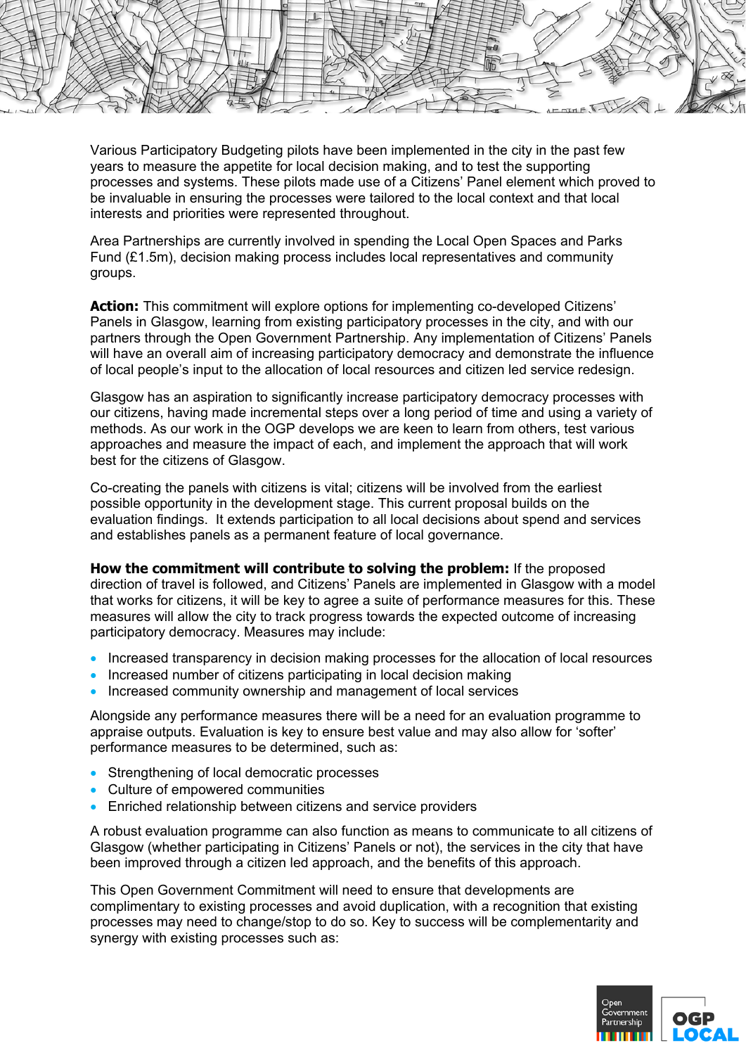Various Participatory Budgeting pilots have been implemented in the city in the past few years to measure the appetite for local decision making, and to test the supporting processes and systems. These pilots made use of a Citizens' Panel element which proved to be invaluable in ensuring the processes were tailored to the local context and that local interests and priorities were represented throughout.

Area Partnerships are currently involved in spending the Local Open Spaces and Parks Fund (£1.5m), decision making process includes local representatives and community groups.

**Action:** This commitment will explore options for implementing co-developed Citizens' Panels in Glasgow, learning from existing participatory processes in the city, and with our partners through the Open Government Partnership. Any implementation of Citizens' Panels will have an overall aim of increasing participatory democracy and demonstrate the influence of local people's input to the allocation of local resources and citizen led service redesign.

Glasgow has an aspiration to significantly increase participatory democracy processes with our citizens, having made incremental steps over a long period of time and using a variety of methods. As our work in the OGP develops we are keen to learn from others, test various approaches and measure the impact of each, and implement the approach that will work best for the citizens of Glasgow.

Co-creating the panels with citizens is vital; citizens will be involved from the earliest possible opportunity in the development stage. This current proposal builds on the evaluation findings. It extends participation to all local decisions about spend and services and establishes panels as a permanent feature of local governance.

**How the commitment will contribute to solving the problem:** If the proposed direction of travel is followed, and Citizens' Panels are implemented in Glasgow with a model that works for citizens, it will be key to agree a suite of performance measures for this. These measures will allow the city to track progress towards the expected outcome of increasing participatory democracy. Measures may include:

- Increased transparency in decision making processes for the allocation of local resources
- Increased number of citizens participating in local decision making
- Increased community ownership and management of local services

Alongside any performance measures there will be a need for an evaluation programme to appraise outputs. Evaluation is key to ensure best value and may also allow for 'softer' performance measures to be determined, such as:

- Strengthening of local democratic processes
- Culture of empowered communities
- Enriched relationship between citizens and service providers

A robust evaluation programme can also function as means to communicate to all citizens of Glasgow (whether participating in Citizens' Panels or not), the services in the city that have been improved through a citizen led approach, and the benefits of this approach.

This Open Government Commitment will need to ensure that developments are complimentary to existing processes and avoid duplication, with a recognition that existing processes may need to change/stop to do so. Key to success will be complementarity and synergy with existing processes such as: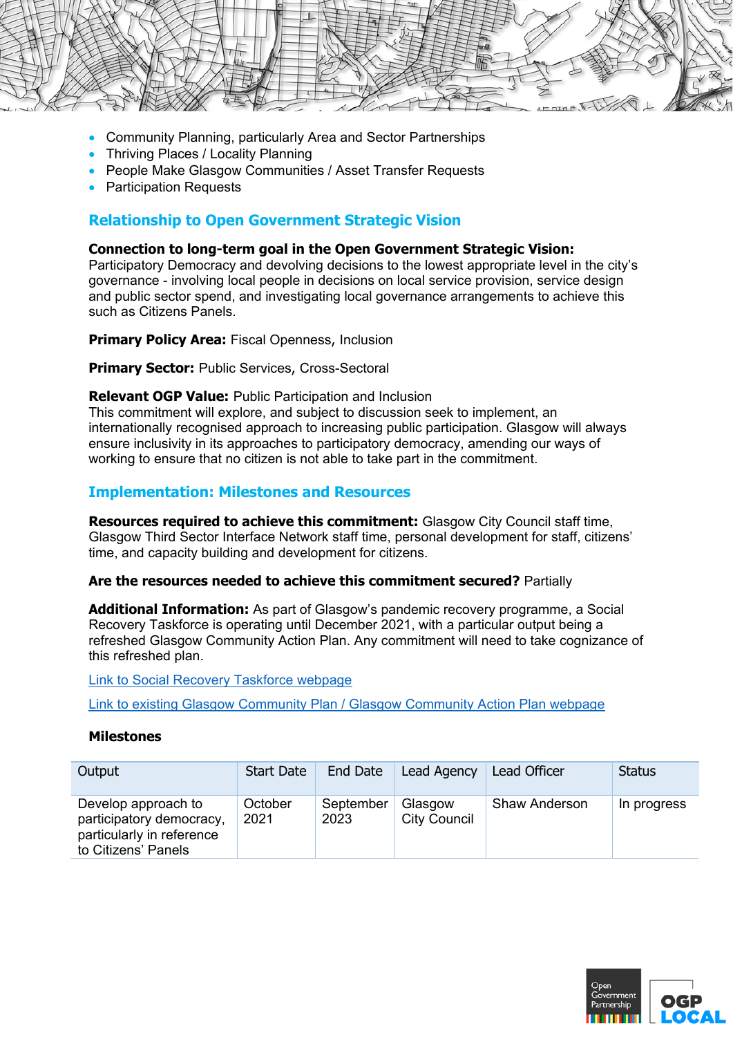- Community Planning, particularly Area and Sector Partnerships
- Thriving Places / Locality Planning
- People Make Glasgow Communities / Asset Transfer Requests
- Participation Requests

## Relationship to Open Government Strategic Vision

**Connection to long-term goal in the Open Government Strategic Vision:** Participatory Democracy and devolving decisions to the lowest appropriate level in the city's governance - involving local people in decisions on local service provision, service design and public sector spend, and investigating local governance arrangements to achieve this such as Citizens Panels.

**Primary Policy Area:** Fiscal Openness, Inclusion

**Primary Sector:** Public Services, Cross-Sectoral

**Relevant OGP Value:** Public Participation and Inclusion
This commitment will explore, and subject to discussion seek to implement, an internationally recognised approach to increasing public participation. Glasgow will always ensure inclusivity in its approaches to participatory democracy, amending our ways of working to ensure that no citizen is not able to take part in the commitment.

## Implementation: Milestones and Resources

**Resources required to achieve this commitment:** Glasgow City Council staff time, Glasgow Third Sector Interface Network staff time, personal development for staff, citizens' time, and capacity building and development for citizens.

**Are the resources needed to achieve this commitment secured?** Partially

**Additional Information:** As part of Glasgow's pandemic recovery programme, a Social Recovery Taskforce is operating until December 2021, with a particular output being a refreshed Glasgow Community Action Plan. Any commitment will need to take cognizance of this refreshed plan.

Link to Social Recovery Taskforce webpage

Link to existing Glasgow Community Plan / Glasgow Community Action Plan webpage

**Milestones**

| Output | Start Date | End Date | Lead Agency | Lead Officer | Status |
|---|---|---|---|---|---|
| Develop approach to participatory democracy, particularly in reference to Citizens' Panels | October 2021 | September 2023 | Glasgow City Council | Shaw Anderson | In progress |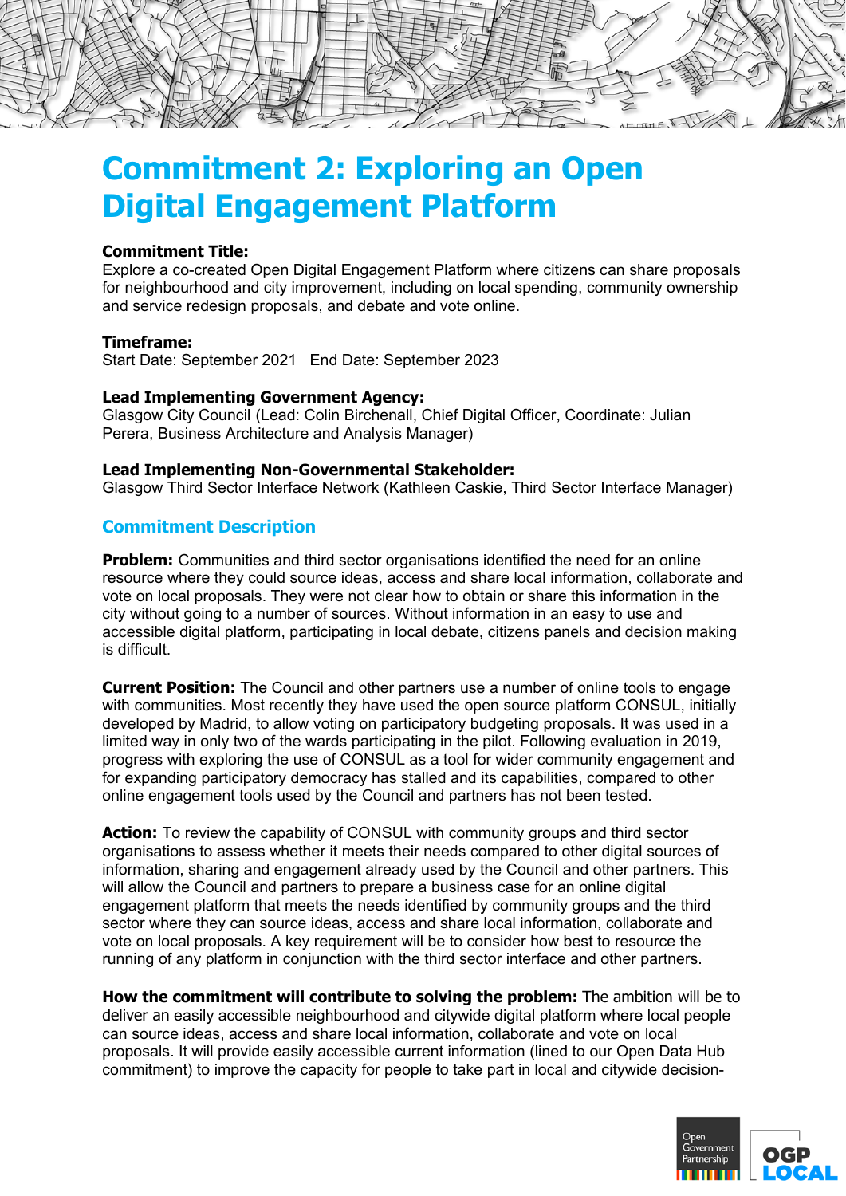# Commitment 2: Exploring an Open Digital Engagement Platform

**Commitment Title:**
Explore a co-created Open Digital Engagement Platform where citizens can share proposals for neighbourhood and city improvement, including on local spending, community ownership and service redesign proposals, and debate and vote online.

**Timeframe:**
Start Date: September 2021 End Date: September 2023

**Lead Implementing Government Agency:**
Glasgow City Council (Lead: Colin Birchenall, Chief Digital Officer, Coordinate: Julian Perera, Business Architecture and Analysis Manager)

**Lead Implementing Non-Governmental Stakeholder:**
Glasgow Third Sector Interface Network (Kathleen Caskie, Third Sector Interface Manager)

## Commitment Description

**Problem:** Communities and third sector organisations identified the need for an online resource where they could source ideas, access and share local information, collaborate and vote on local proposals. They were not clear how to obtain or share this information in the city without going to a number of sources. Without information in an easy to use and accessible digital platform, participating in local debate, citizens panels and decision making is difficult.

**Current Position:** The Council and other partners use a number of online tools to engage with communities. Most recently they have used the open source platform CONSUL, initially developed by Madrid, to allow voting on participatory budgeting proposals. It was used in a limited way in only two of the wards participating in the pilot. Following evaluation in 2019, progress with exploring the use of CONSUL as a tool for wider community engagement and for expanding participatory democracy has stalled and its capabilities, compared to other online engagement tools used by the Council and partners has not been tested.

**Action:** To review the capability of CONSUL with community groups and third sector organisations to assess whether it meets their needs compared to other digital sources of information, sharing and engagement already used by the Council and other partners. This will allow the Council and partners to prepare a business case for an online digital engagement platform that meets the needs identified by community groups and the third sector where they can source ideas, access and share local information, collaborate and vote on local proposals. A key requirement will be to consider how best to resource the running of any platform in conjunction with the third sector interface and other partners.

**How the commitment will contribute to solving the problem:** The ambition will be to deliver an easily accessible neighbourhood and citywide digital platform where local people can source ideas, access and share local information, collaborate and vote on local proposals. It will provide easily accessible current information (lined to our Open Data Hub commitment) to improve the capacity for people to take part in local and citywide decision-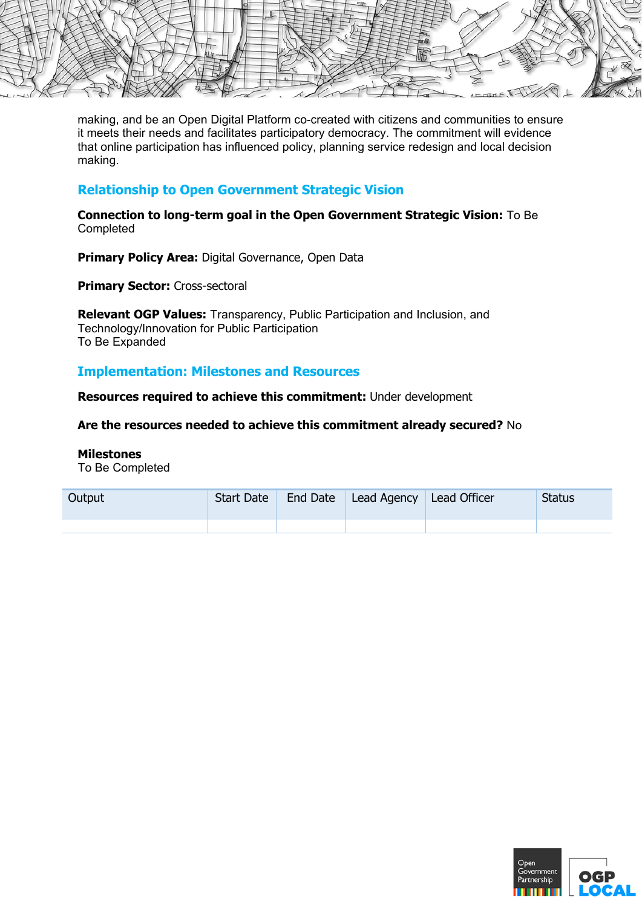making, and be an Open Digital Platform co-created with citizens and communities to ensure it meets their needs and facilitates participatory democracy. The commitment will evidence that online participation has influenced policy, planning service redesign and local decision making.

## Relationship to Open Government Strategic Vision

**Connection to long-term goal in the Open Government Strategic Vision:** To Be Completed

**Primary Policy Area:** Digital Governance, Open Data

**Primary Sector:** Cross-sectoral

**Relevant OGP Values:** Transparency, Public Participation and Inclusion, and Technology/Innovation for Public Participation
To Be Expanded

## Implementation: Milestones and Resources

**Resources required to achieve this commitment:** Under development

**Are the resources needed to achieve this commitment already secured?** No

**Milestones**
To Be Completed

| Output | Start Date | End Date | Lead Agency | Lead Officer | Status |
|---|---|---|---|---|---|
| | | | | | |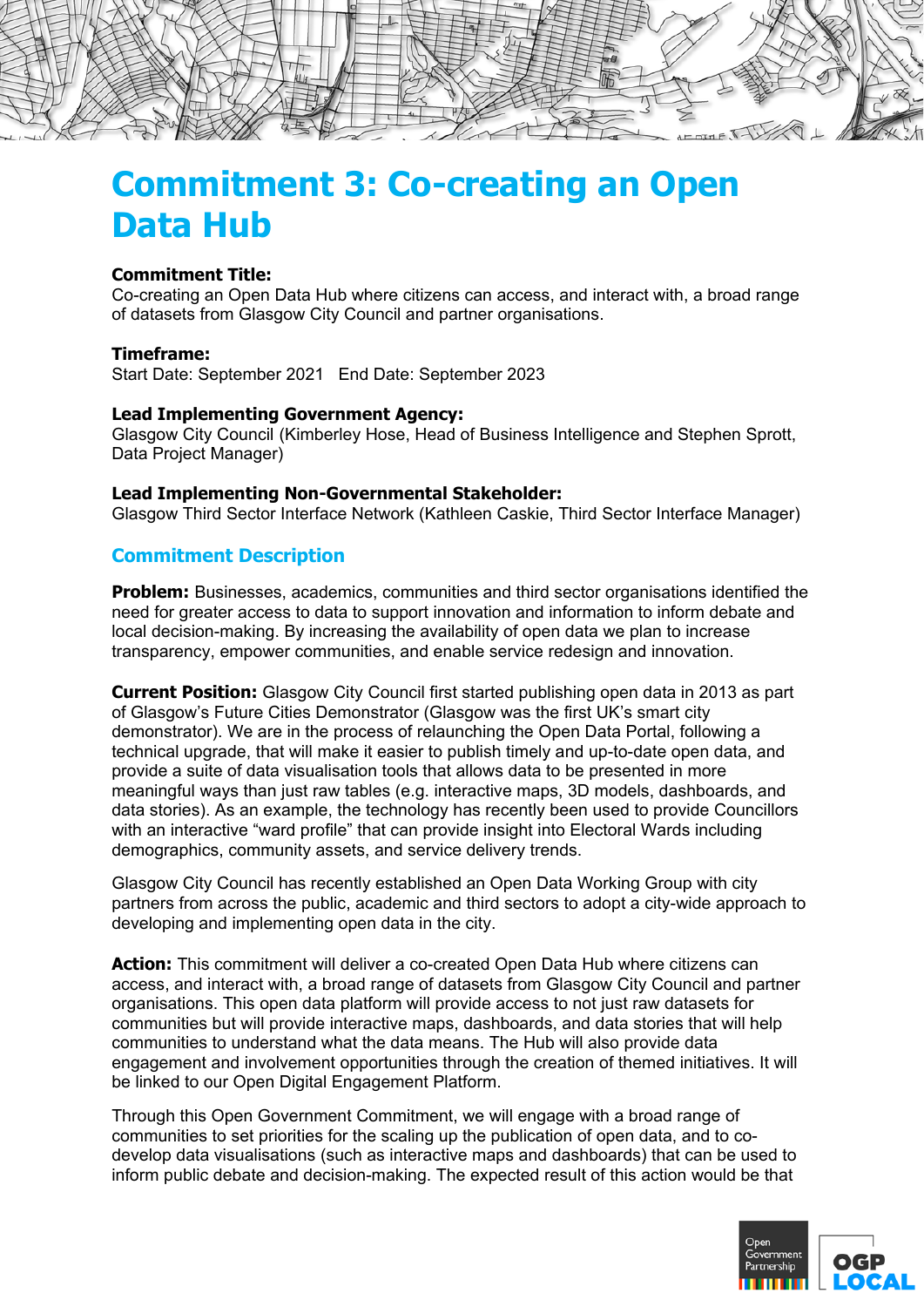# Commitment 3: Co-creating an Open Data Hub

**Commitment Title:**
Co-creating an Open Data Hub where citizens can access, and interact with, a broad range of datasets from Glasgow City Council and partner organisations.

**Timeframe:**
Start Date: September 2021 End Date: September 2023

**Lead Implementing Government Agency:**
Glasgow City Council (Kimberley Hose, Head of Business Intelligence and Stephen Sprott, Data Project Manager)

**Lead Implementing Non-Governmental Stakeholder:**
Glasgow Third Sector Interface Network (Kathleen Caskie, Third Sector Interface Manager)

## Commitment Description

**Problem:** Businesses, academics, communities and third sector organisations identified the need for greater access to data to support innovation and information to inform debate and local decision-making. By increasing the availability of open data we plan to increase transparency, empower communities, and enable service redesign and innovation.

**Current Position:** Glasgow City Council first started publishing open data in 2013 as part of Glasgow's Future Cities Demonstrator (Glasgow was the first UK's smart city demonstrator). We are in the process of relaunching the Open Data Portal, following a technical upgrade, that will make it easier to publish timely and up-to-date open data, and provide a suite of data visualisation tools that allows data to be presented in more meaningful ways than just raw tables (e.g. interactive maps, 3D models, dashboards, and data stories). As an example, the technology has recently been used to provide Councillors with an interactive "ward profile" that can provide insight into Electoral Wards including demographics, community assets, and service delivery trends.

Glasgow City Council has recently established an Open Data Working Group with city partners from across the public, academic and third sectors to adopt a city-wide approach to developing and implementing open data in the city.

**Action:** This commitment will deliver a co-created Open Data Hub where citizens can access, and interact with, a broad range of datasets from Glasgow City Council and partner organisations. This open data platform will provide access to not just raw datasets for communities but will provide interactive maps, dashboards, and data stories that will help communities to understand what the data means. The Hub will also provide data engagement and involvement opportunities through the creation of themed initiatives. It will be linked to our Open Digital Engagement Platform.

Through this Open Government Commitment, we will engage with a broad range of communities to set priorities for the scaling up the publication of open data, and to co-develop data visualisations (such as interactive maps and dashboards) that can be used to inform public debate and decision-making. The expected result of this action would be that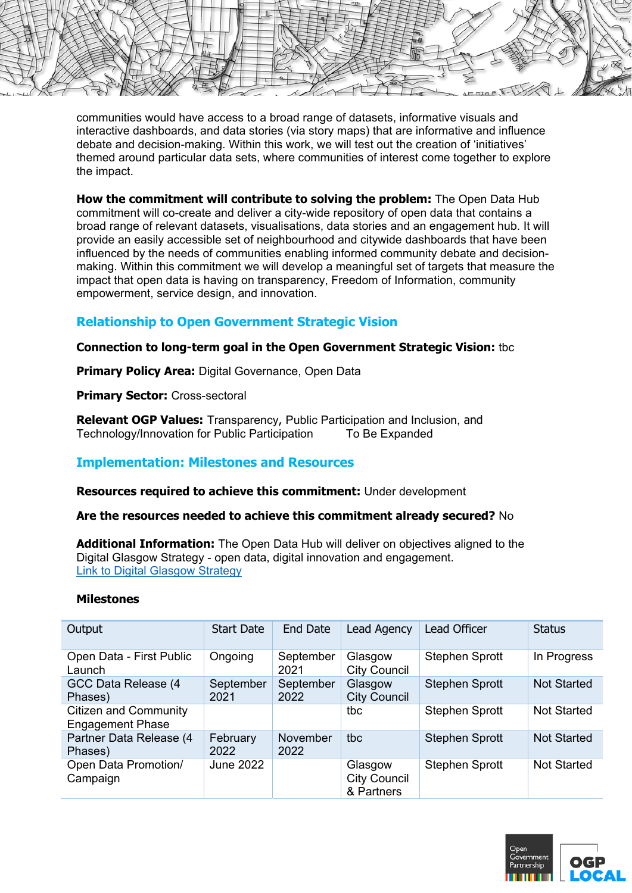communities would have access to a broad range of datasets, informative visuals and interactive dashboards, and data stories (via story maps) that are informative and influence debate and decision-making. Within this work, we will test out the creation of 'initiatives' themed around particular data sets, where communities of interest come together to explore the impact.

**How the commitment will contribute to solving the problem:** The Open Data Hub commitment will co-create and deliver a city-wide repository of open data that contains a broad range of relevant datasets, visualisations, data stories and an engagement hub. It will provide an easily accessible set of neighbourhood and citywide dashboards that have been influenced by the needs of communities enabling informed community debate and decision-making. Within this commitment we will develop a meaningful set of targets that measure the impact that open data is having on transparency, Freedom of Information, community empowerment, service design, and innovation.

## Relationship to Open Government Strategic Vision

**Connection to long-term goal in the Open Government Strategic Vision:** tbc

**Primary Policy Area:** Digital Governance, Open Data

**Primary Sector:** Cross-sectoral

**Relevant OGP Values:** Transparency, Public Participation and Inclusion, and Technology/Innovation for Public Participation To Be Expanded

## Implementation: Milestones and Resources

**Resources required to achieve this commitment:** Under development

**Are the resources needed to achieve this commitment already secured?** No

**Additional Information:** The Open Data Hub will deliver on objectives aligned to the Digital Glasgow Strategy - open data, digital innovation and engagement.
Link to Digital Glasgow Strategy

**Milestones**

| Output | Start Date | End Date | Lead Agency | Lead Officer | Status |
|---|---|---|---|---|---|
| Open Data - First Public Launch | Ongoing | September 2021 | Glasgow City Council | Stephen Sprott | In Progress |
| GCC Data Release (4 Phases) | September 2021 | September 2022 | Glasgow City Council | Stephen Sprott | Not Started |
| Citizen and Community Engagement Phase | | | tbc | Stephen Sprott | Not Started |
| Partner Data Release (4 Phases) | February 2022 | November 2022 | tbc | Stephen Sprott | Not Started |
| Open Data Promotion/ Campaign | June 2022 | | Glasgow City Council & Partners | Stephen Sprott | Not Started |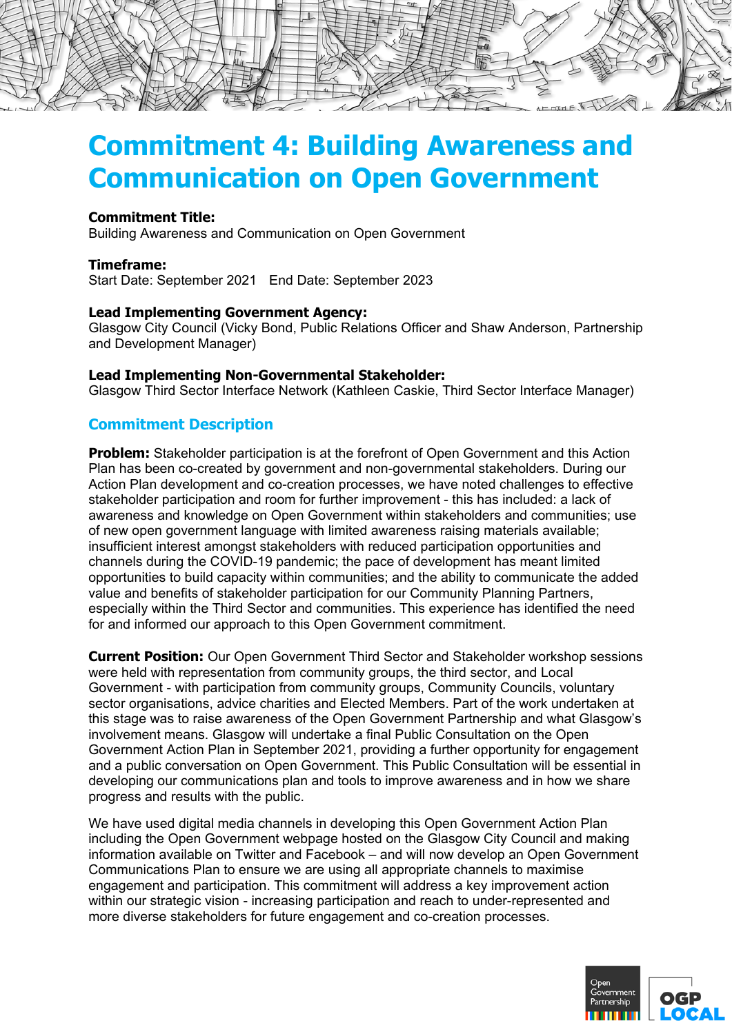# Commitment 4: Building Awareness and Communication on Open Government

**Commitment Title:**
Building Awareness and Communication on Open Government

**Timeframe:**
Start Date: September 2021   End Date: September 2023

**Lead Implementing Government Agency:**
Glasgow City Council (Vicky Bond, Public Relations Officer and Shaw Anderson, Partnership and Development Manager)

**Lead Implementing Non-Governmental Stakeholder:**
Glasgow Third Sector Interface Network (Kathleen Caskie, Third Sector Interface Manager)

## Commitment Description

**Problem:** Stakeholder participation is at the forefront of Open Government and this Action Plan has been co-created by government and non-governmental stakeholders. During our Action Plan development and co-creation processes, we have noted challenges to effective stakeholder participation and room for further improvement - this has included: a lack of awareness and knowledge on Open Government within stakeholders and communities; use of new open government language with limited awareness raising materials available; insufficient interest amongst stakeholders with reduced participation opportunities and channels during the COVID-19 pandemic; the pace of development has meant limited opportunities to build capacity within communities; and the ability to communicate the added value and benefits of stakeholder participation for our Community Planning Partners, especially within the Third Sector and communities. This experience has identified the need for and informed our approach to this Open Government commitment.

**Current Position:** Our Open Government Third Sector and Stakeholder workshop sessions were held with representation from community groups, the third sector, and Local Government - with participation from community groups, Community Councils, voluntary sector organisations, advice charities and Elected Members. Part of the work undertaken at this stage was to raise awareness of the Open Government Partnership and what Glasgow's involvement means. Glasgow will undertake a final Public Consultation on the Open Government Action Plan in September 2021, providing a further opportunity for engagement and a public conversation on Open Government. This Public Consultation will be essential in developing our communications plan and tools to improve awareness and in how we share progress and results with the public.

We have used digital media channels in developing this Open Government Action Plan including the Open Government webpage hosted on the Glasgow City Council and making information available on Twitter and Facebook – and will now develop an Open Government Communications Plan to ensure we are using all appropriate channels to maximise engagement and participation. This commitment will address a key improvement action within our strategic vision - increasing participation and reach to under-represented and more diverse stakeholders for future engagement and co-creation processes.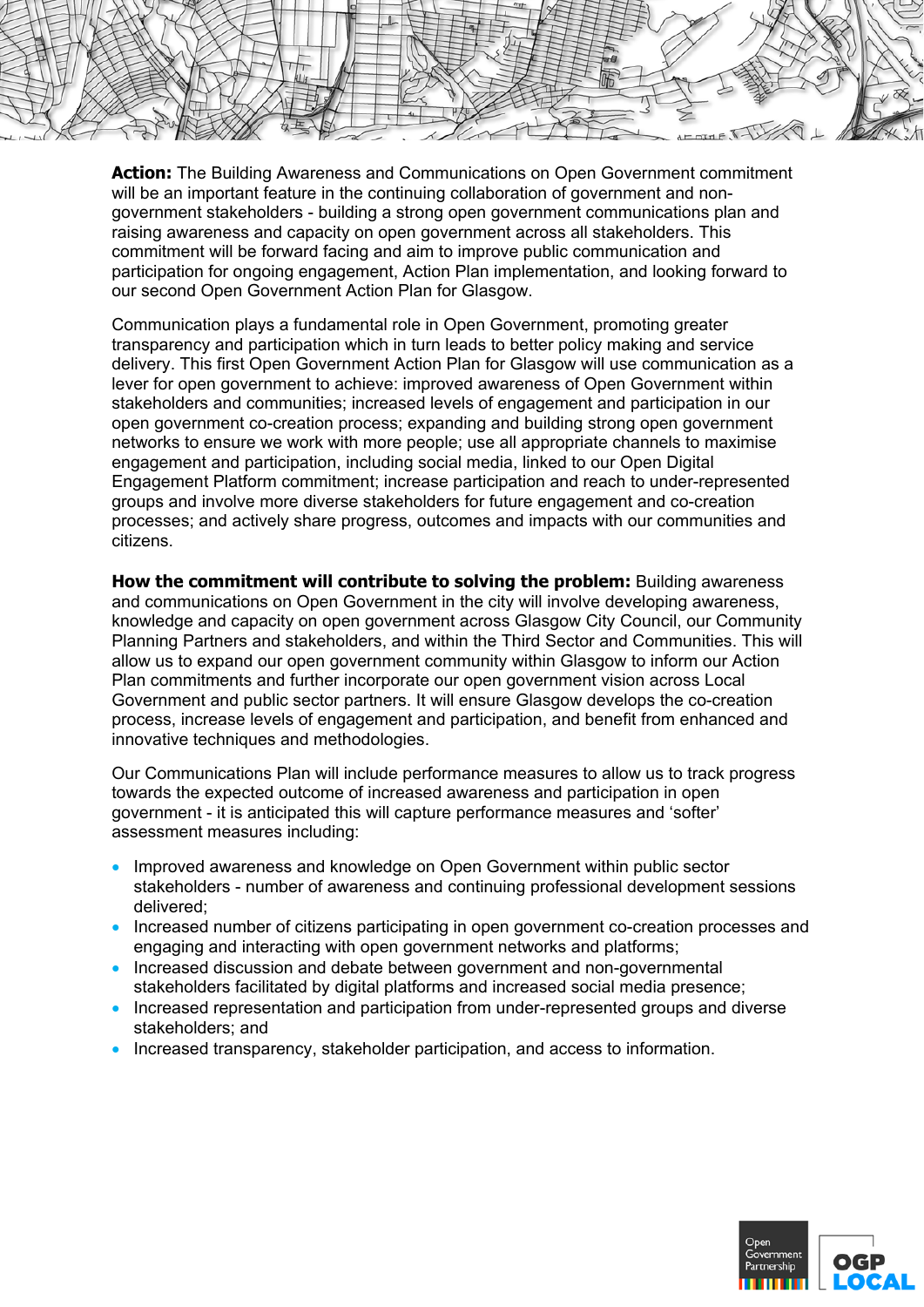**Action:** The Building Awareness and Communications on Open Government commitment will be an important feature in the continuing collaboration of government and non-government stakeholders - building a strong open government communications plan and raising awareness and capacity on open government across all stakeholders. This commitment will be forward facing and aim to improve public communication and participation for ongoing engagement, Action Plan implementation, and looking forward to our second Open Government Action Plan for Glasgow.

Communication plays a fundamental role in Open Government, promoting greater transparency and participation which in turn leads to better policy making and service delivery. This first Open Government Action Plan for Glasgow will use communication as a lever for open government to achieve: improved awareness of Open Government within stakeholders and communities; increased levels of engagement and participation in our open government co-creation process; expanding and building strong open government networks to ensure we work with more people; use all appropriate channels to maximise engagement and participation, including social media, linked to our Open Digital Engagement Platform commitment; increase participation and reach to under-represented groups and involve more diverse stakeholders for future engagement and co-creation processes; and actively share progress, outcomes and impacts with our communities and citizens.

**How the commitment will contribute to solving the problem:** Building awareness and communications on Open Government in the city will involve developing awareness, knowledge and capacity on open government across Glasgow City Council, our Community Planning Partners and stakeholders, and within the Third Sector and Communities. This will allow us to expand our open government community within Glasgow to inform our Action Plan commitments and further incorporate our open government vision across Local Government and public sector partners. It will ensure Glasgow develops the co-creation process, increase levels of engagement and participation, and benefit from enhanced and innovative techniques and methodologies.

Our Communications Plan will include performance measures to allow us to track progress towards the expected outcome of increased awareness and participation in open government - it is anticipated this will capture performance measures and 'softer' assessment measures including:

- Improved awareness and knowledge on Open Government within public sector stakeholders - number of awareness and continuing professional development sessions delivered;
- Increased number of citizens participating in open government co-creation processes and engaging and interacting with open government networks and platforms;
- Increased discussion and debate between government and non-governmental stakeholders facilitated by digital platforms and increased social media presence;
- Increased representation and participation from under-represented groups and diverse stakeholders; and
- Increased transparency, stakeholder participation, and access to information.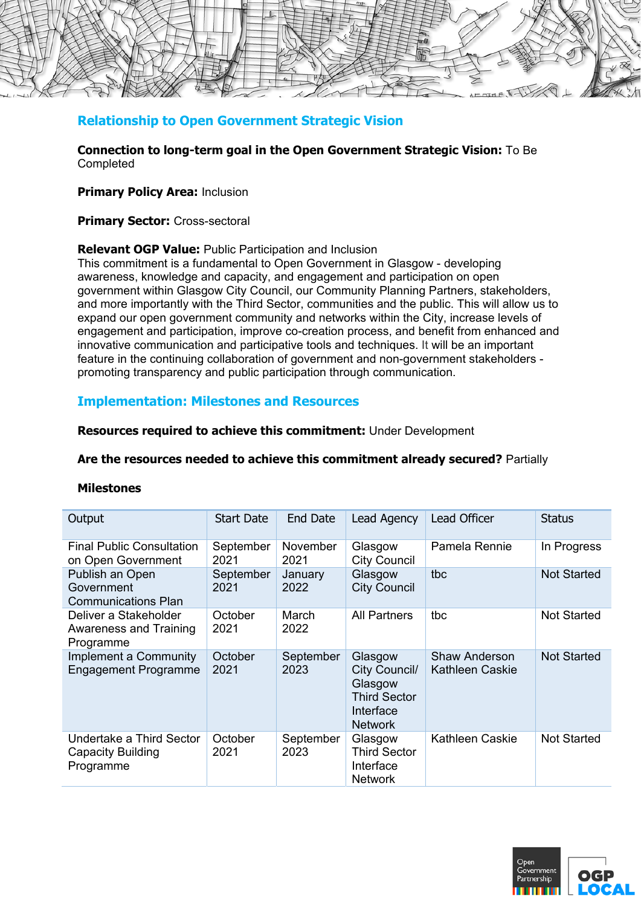## Relationship to Open Government Strategic Vision

**Connection to long-term goal in the Open Government Strategic Vision:** To Be Completed

**Primary Policy Area:** Inclusion

**Primary Sector:** Cross-sectoral

**Relevant OGP Value:** Public Participation and Inclusion
This commitment is a fundamental to Open Government in Glasgow - developing awareness, knowledge and capacity, and engagement and participation on open government within Glasgow City Council, our Community Planning Partners, stakeholders, and more importantly with the Third Sector, communities and the public. This will allow us to expand our open government community and networks within the City, increase levels of engagement and participation, improve co-creation process, and benefit from enhanced and innovative communication and participative tools and techniques. It will be an important feature in the continuing collaboration of government and non-government stakeholders - promoting transparency and public participation through communication.

## Implementation: Milestones and Resources

**Resources required to achieve this commitment:** Under Development

**Are the resources needed to achieve this commitment already secured?** Partially

**Milestones**

| Output | Start Date | End Date | Lead Agency | Lead Officer | Status |
|---|---|---|---|---|---|
| Final Public Consultation on Open Government | September 2021 | November 2021 | Glasgow City Council | Pamela Rennie | In Progress |
| Publish an Open Government Communications Plan | September 2021 | January 2022 | Glasgow City Council | tbc | Not Started |
| Deliver a Stakeholder Awareness and Training Programme | October 2021 | March 2022 | All Partners | tbc | Not Started |
| Implement a Community Engagement Programme | October 2021 | September 2023 | Glasgow City Council/ Glasgow Third Sector Interface Network | Shaw Anderson Kathleen Caskie | Not Started |
| Undertake a Third Sector Capacity Building Programme | October 2021 | September 2023 | Glasgow Third Sector Interface Network | Kathleen Caskie | Not Started |